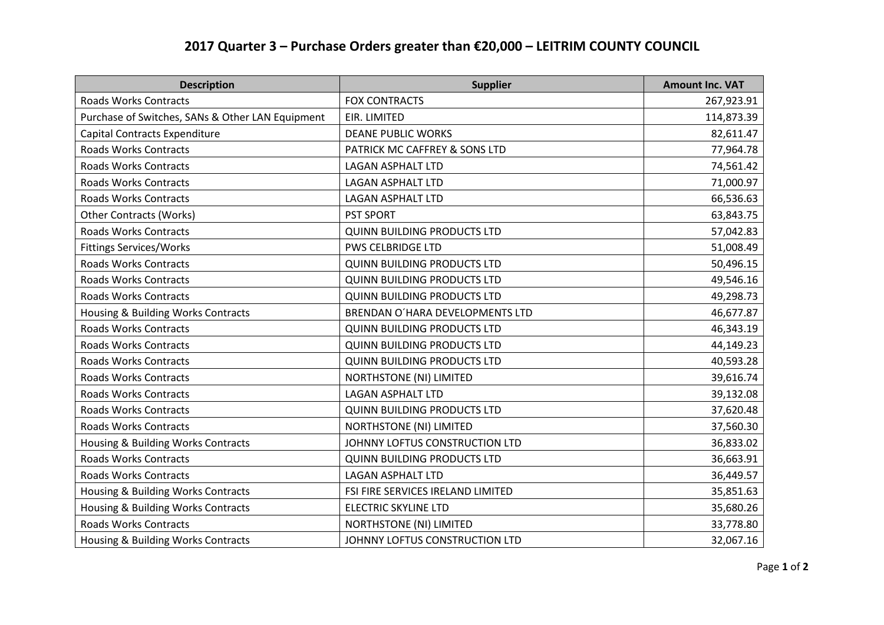# 2017 Quarter 3 – Purchase Orders greater than €20,000 – LEITRIM COUNTY COUNCIL

| Description | Supplier | Amount Inc. VAT |
|---|---|---|
| Roads Works Contracts | FOX CONTRACTS | 267,923.91 |
| Purchase of Switches, SANs & Other LAN Equipment | EIR. LIMITED | 114,873.39 |
| Capital Contracts Expenditure | DEANE PUBLIC WORKS | 82,611.47 |
| Roads Works Contracts | PATRICK MC CAFFREY & SONS LTD | 77,964.78 |
| Roads Works Contracts | LAGAN ASPHALT LTD | 74,561.42 |
| Roads Works Contracts | LAGAN ASPHALT LTD | 71,000.97 |
| Roads Works Contracts | LAGAN ASPHALT LTD | 66,536.63 |
| Other Contracts (Works) | PST SPORT | 63,843.75 |
| Roads Works Contracts | QUINN BUILDING PRODUCTS LTD | 57,042.83 |
| Fittings Services/Works | PWS CELBRIDGE LTD | 51,008.49 |
| Roads Works Contracts | QUINN BUILDING PRODUCTS LTD | 50,496.15 |
| Roads Works Contracts | QUINN BUILDING PRODUCTS LTD | 49,546.16 |
| Roads Works Contracts | QUINN BUILDING PRODUCTS LTD | 49,298.73 |
| Housing & Building Works Contracts | BRENDAN O´HARA DEVELOPMENTS LTD | 46,677.87 |
| Roads Works Contracts | QUINN BUILDING PRODUCTS LTD | 46,343.19 |
| Roads Works Contracts | QUINN BUILDING PRODUCTS LTD | 44,149.23 |
| Roads Works Contracts | QUINN BUILDING PRODUCTS LTD | 40,593.28 |
| Roads Works Contracts | NORTHSTONE (NI) LIMITED | 39,616.74 |
| Roads Works Contracts | LAGAN ASPHALT LTD | 39,132.08 |
| Roads Works Contracts | QUINN BUILDING PRODUCTS LTD | 37,620.48 |
| Roads Works Contracts | NORTHSTONE (NI) LIMITED | 37,560.30 |
| Housing & Building Works Contracts | JOHNNY LOFTUS CONSTRUCTION LTD | 36,833.02 |
| Roads Works Contracts | QUINN BUILDING PRODUCTS LTD | 36,663.91 |
| Roads Works Contracts | LAGAN ASPHALT LTD | 36,449.57 |
| Housing & Building Works Contracts | FSI FIRE SERVICES IRELAND LIMITED | 35,851.63 |
| Housing & Building Works Contracts | ELECTRIC SKYLINE LTD | 35,680.26 |
| Roads Works Contracts | NORTHSTONE (NI) LIMITED | 33,778.80 |
| Housing & Building Works Contracts | JOHNNY LOFTUS CONSTRUCTION LTD | 32,067.16 |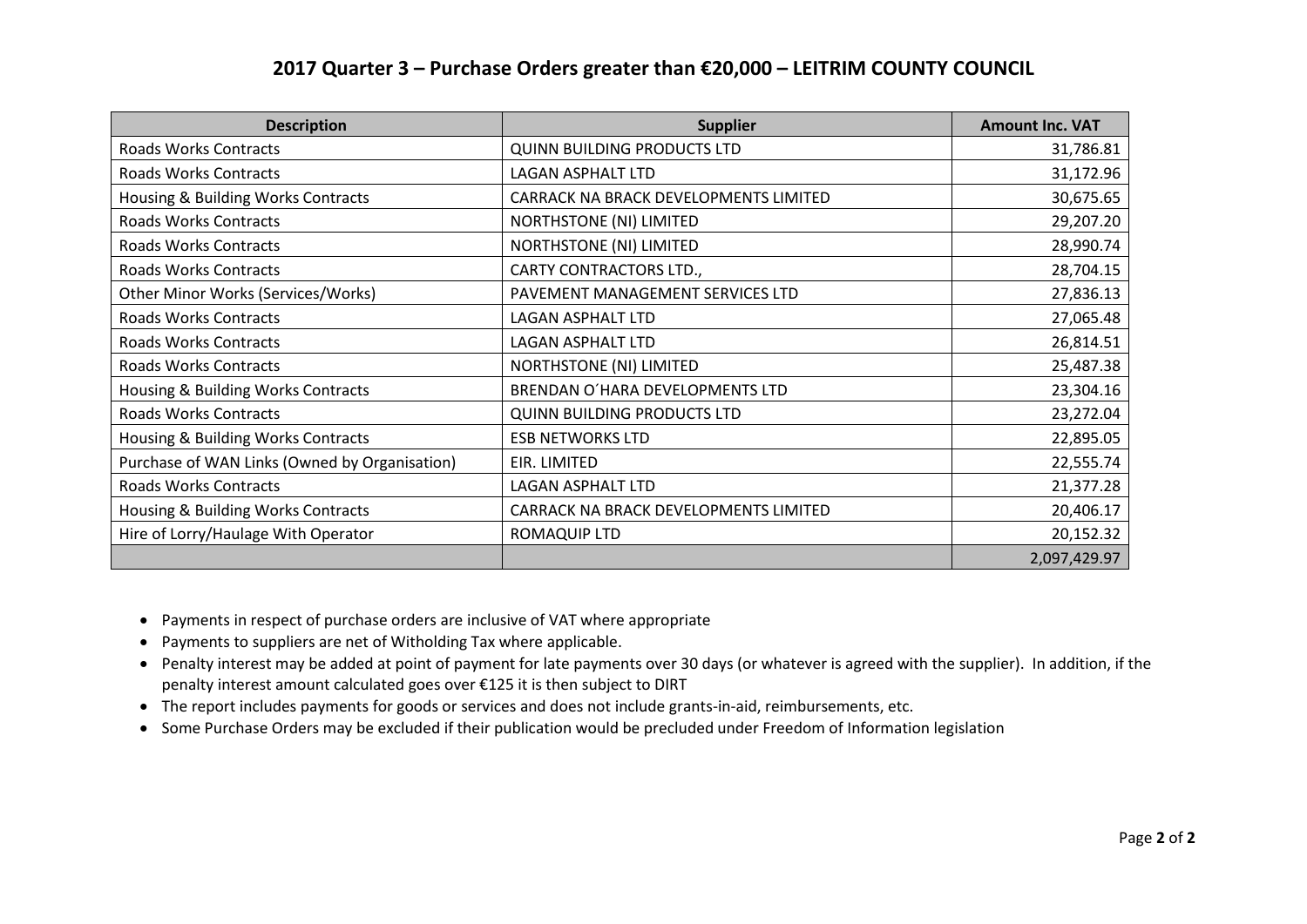# 2017 Quarter 3 – Purchase Orders greater than €20,000 – LEITRIM COUNTY COUNCIL

| Description | Supplier | Amount Inc. VAT |
|---|---|---|
| Roads Works Contracts | QUINN BUILDING PRODUCTS LTD | 31,786.81 |
| Roads Works Contracts | LAGAN ASPHALT LTD | 31,172.96 |
| Housing & Building Works Contracts | CARRACK NA BRACK DEVELOPMENTS LIMITED | 30,675.65 |
| Roads Works Contracts | NORTHSTONE (NI) LIMITED | 29,207.20 |
| Roads Works Contracts | NORTHSTONE (NI) LIMITED | 28,990.74 |
| Roads Works Contracts | CARTY CONTRACTORS LTD., | 28,704.15 |
| Other Minor Works (Services/Works) | PAVEMENT MANAGEMENT SERVICES LTD | 27,836.13 |
| Roads Works Contracts | LAGAN ASPHALT LTD | 27,065.48 |
| Roads Works Contracts | LAGAN ASPHALT LTD | 26,814.51 |
| Roads Works Contracts | NORTHSTONE (NI) LIMITED | 25,487.38 |
| Housing & Building Works Contracts | BRENDAN O´HARA DEVELOPMENTS LTD | 23,304.16 |
| Roads Works Contracts | QUINN BUILDING PRODUCTS LTD | 23,272.04 |
| Housing & Building Works Contracts | ESB NETWORKS LTD | 22,895.05 |
| Purchase of WAN Links (Owned by Organisation) | EIR. LIMITED | 22,555.74 |
| Roads Works Contracts | LAGAN ASPHALT LTD | 21,377.28 |
| Housing & Building Works Contracts | CARRACK NA BRACK DEVELOPMENTS LIMITED | 20,406.17 |
| Hire of Lorry/Haulage With Operator | ROMAQUIP LTD | 20,152.32 |
| | | 2,097,429.97 |

- Payments in respect of purchase orders are inclusive of VAT where appropriate
- Payments to suppliers are net of Witholding Tax where applicable.
- Penalty interest may be added at point of payment for late payments over 30 days (or whatever is agreed with the supplier). In addition, if the penalty interest amount calculated goes over €125 it is then subject to DIRT
- The report includes payments for goods or services and does not include grants-in-aid, reimbursements, etc.
- Some Purchase Orders may be excluded if their publication would be precluded under Freedom of Information legislation